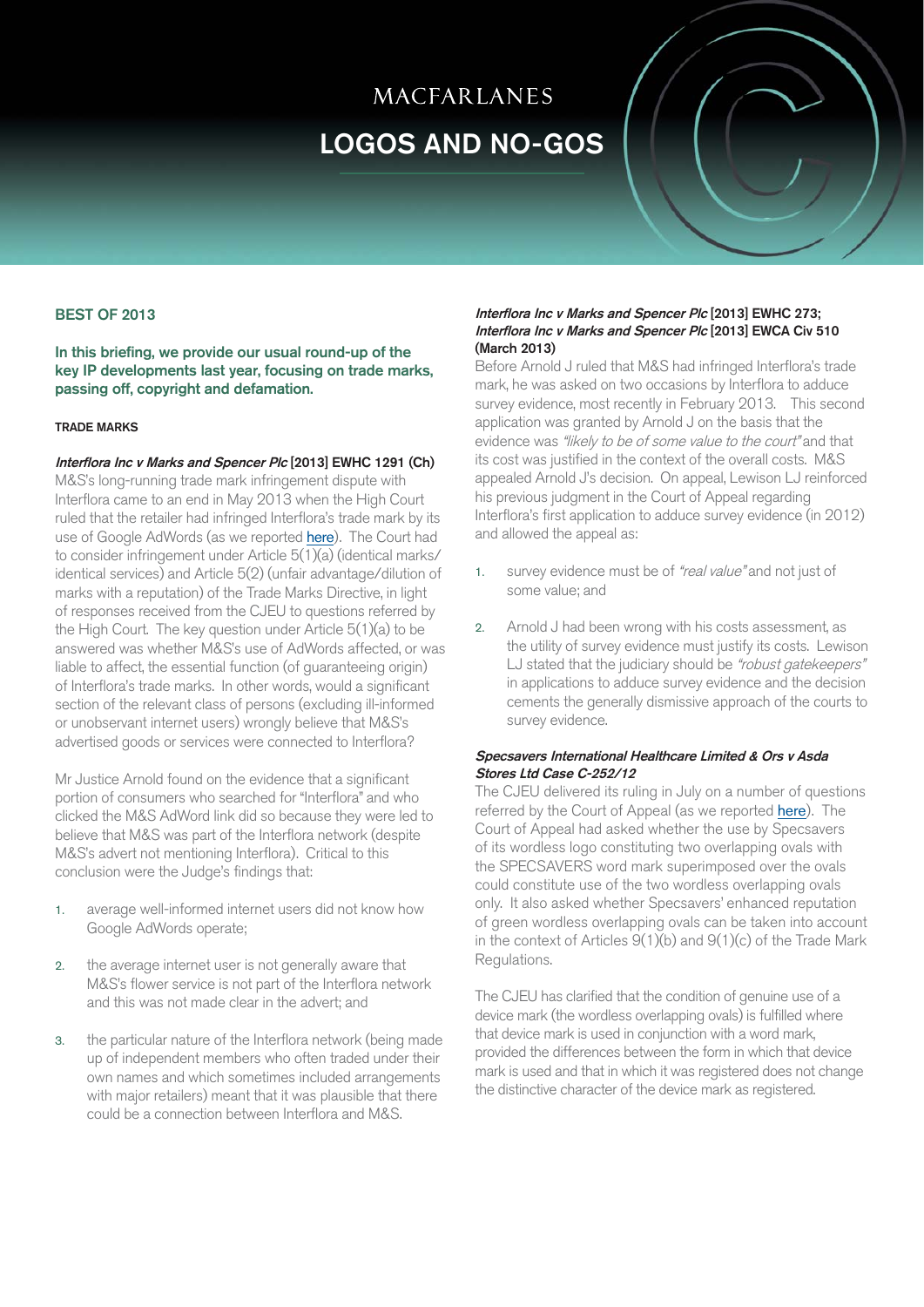MACFARLANES

# LOGOS AND NO-GOS

## BEST OF 2013

**In this briefing, we provide our usual round-up of the key IP developments last year, focusing on trade marks, passing off, copyright and defamation.**

### TRADE MARKS

***Interflora Inc v Marks and Spencer Plc* [2013] EWHC 1291 (Ch)**

M&S's long-running trade mark infringement dispute with Interflora came to an end in May 2013 when the High Court ruled that the retailer had infringed Interflora's trade mark by its use of Google AdWords (as we reported here). The Court had to consider infringement under Article 5(1)(a) (identical marks/identical services) and Article 5(2) (unfair advantage/dilution of marks with a reputation) of the Trade Marks Directive, in light of responses received from the CJEU to questions referred by the High Court. The key question under Article 5(1)(a) to be answered was whether M&S's use of AdWords affected, or was liable to affect, the essential function (of guaranteeing origin) of Interflora's trade marks. In other words, would a significant section of the relevant class of persons (excluding ill-informed or unobservant internet users) wrongly believe that M&S's advertised goods or services were connected to Interflora?

Mr Justice Arnold found on the evidence that a significant portion of consumers who searched for "Interflora" and who clicked the M&S AdWord link did so because they were led to believe that M&S was part of the Interflora network (despite M&S's advert not mentioning Interflora). Critical to this conclusion were the Judge's findings that:

1. average well-informed internet users did not know how Google AdWords operate;
2. the average internet user is not generally aware that M&S's flower service is not part of the Interflora network and this was not made clear in the advert; and
3. the particular nature of the Interflora network (being made up of independent members who often traded under their own names and which sometimes included arrangements with major retailers) meant that it was plausible that there could be a connection between Interflora and M&S.

***Interflora Inc v Marks and Spencer Plc* [2013] EWHC 273; *Interflora Inc v Marks and Spencer Plc* [2013] EWCA Civ 510 (March 2013)**

Before Arnold J ruled that M&S had infringed Interflora's trade mark, he was asked on two occasions by Interflora to adduce survey evidence, most recently in February 2013. This second application was granted by Arnold J on the basis that the evidence was *"likely to be of some value to the court"* and that its cost was justified in the context of the overall costs. M&S appealed Arnold J's decision. On appeal, Lewison LJ reinforced his previous judgment in the Court of Appeal regarding Interflora's first application to adduce survey evidence (in 2012) and allowed the appeal as:

1. survey evidence must be of *"real value"* and not just of some value; and
2. Arnold J had been wrong with his costs assessment, as the utility of survey evidence must justify its costs. Lewison LJ stated that the judiciary should be *"robust gatekeepers"* in applications to adduce survey evidence and the decision cements the generally dismissive approach of the courts to survey evidence.

***Specsavers International Healthcare Limited & Ors v Asda Stores Ltd Case C-252/12***

The CJEU delivered its ruling in July on a number of questions referred by the Court of Appeal (as we reported here). The Court of Appeal had asked whether the use by Specsavers of its wordless logo constituting two overlapping ovals with the SPECSAVERS word mark superimposed over the ovals could constitute use of the two wordless overlapping ovals only. It also asked whether Specsavers' enhanced reputation of green wordless overlapping ovals can be taken into account in the context of Articles 9(1)(b) and 9(1)(c) of the Trade Mark Regulations.

The CJEU has clarified that the condition of genuine use of a device mark (the wordless overlapping ovals) is fulfilled where that device mark is used in conjunction with a word mark, provided the differences between the form in which that device mark is used and that in which it was registered does not change the distinctive character of the device mark as registered.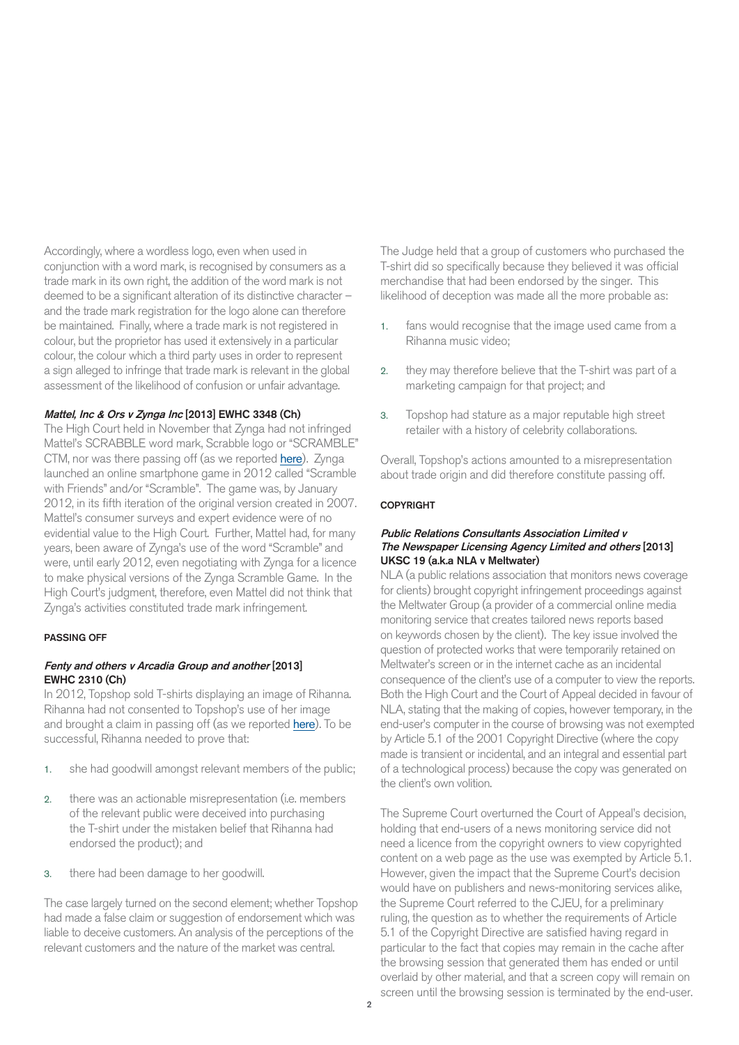Accordingly, where a wordless logo, even when used in conjunction with a word mark, is recognised by consumers as a trade mark in its own right, the addition of the word mark is not deemed to be a significant alteration of its distinctive character – and the trade mark registration for the logo alone can therefore be maintained. Finally, where a trade mark is not registered in colour, but the proprietor has used it extensively in a particular colour, the colour which a third party uses in order to represent a sign alleged to infringe that trade mark is relevant in the global assessment of the likelihood of confusion or unfair advantage.

#### *Mattel, Inc & Ors v Zynga Inc* [2013] EWHC 3348 (Ch)

The High Court held in November that Zynga had not infringed Mattel's SCRABBLE word mark, Scrabble logo or "SCRAMBLE" CTM, nor was there passing off (as we reported here). Zynga launched an online smartphone game in 2012 called "Scramble with Friends" and/or "Scramble". The game was, by January 2012, in its fifth iteration of the original version created in 2007. Mattel's consumer surveys and expert evidence were of no evidential value to the High Court. Further, Mattel had, for many years, been aware of Zynga's use of the word "Scramble" and were, until early 2012, even negotiating with Zynga for a licence to make physical versions of the Zynga Scramble Game. In the High Court's judgment, therefore, even Mattel did not think that Zynga's activities constituted trade mark infringement.

### PASSING OFF

#### *Fenty and others v Arcadia Group and another* [2013] EWHC 2310 (Ch)

In 2012, Topshop sold T-shirts displaying an image of Rihanna. Rihanna had not consented to Topshop's use of her image and brought a claim in passing off (as we reported here). To be successful, Rihanna needed to prove that:

1. she had goodwill amongst relevant members of the public;
2. there was an actionable misrepresentation (i.e. members of the relevant public were deceived into purchasing the T-shirt under the mistaken belief that Rihanna had endorsed the product); and
3. there had been damage to her goodwill.

The case largely turned on the second element; whether Topshop had made a false claim or suggestion of endorsement which was liable to deceive customers. An analysis of the perceptions of the relevant customers and the nature of the market was central.

The Judge held that a group of customers who purchased the T-shirt did so specifically because they believed it was official merchandise that had been endorsed by the singer. This likelihood of deception was made all the more probable as:

1. fans would recognise that the image used came from a Rihanna music video;
2. they may therefore believe that the T-shirt was part of a marketing campaign for that project; and
3. Topshop had stature as a major reputable high street retailer with a history of celebrity collaborations.

Overall, Topshop's actions amounted to a misrepresentation about trade origin and did therefore constitute passing off.

### COPYRIGHT

#### *Public Relations Consultants Association Limited v The Newspaper Licensing Agency Limited and others* [2013] UKSC 19 (a.k.a NLA v Meltwater)

NLA (a public relations association that monitors news coverage for clients) brought copyright infringement proceedings against the Meltwater Group (a provider of a commercial online media monitoring service that creates tailored news reports based on keywords chosen by the client). The key issue involved the question of protected works that were temporarily retained on Meltwater's screen or in the internet cache as an incidental consequence of the client's use of a computer to view the reports. Both the High Court and the Court of Appeal decided in favour of NLA, stating that the making of copies, however temporary, in the end-user's computer in the course of browsing was not exempted by Article 5.1 of the 2001 Copyright Directive (where the copy made is transient or incidental, and an integral and essential part of a technological process) because the copy was generated on the client's own volition.

The Supreme Court overturned the Court of Appeal's decision, holding that end-users of a news monitoring service did not need a licence from the copyright owners to view copyrighted content on a web page as the use was exempted by Article 5.1. However, given the impact that the Supreme Court's decision would have on publishers and news-monitoring services alike, the Supreme Court referred to the CJEU, for a preliminary ruling, the question as to whether the requirements of Article 5.1 of the Copyright Directive are satisfied having regard in particular to the fact that copies may remain in the cache after the browsing session that generated them has ended or until overlaid by other material, and that a screen copy will remain on screen until the browsing session is terminated by the end-user.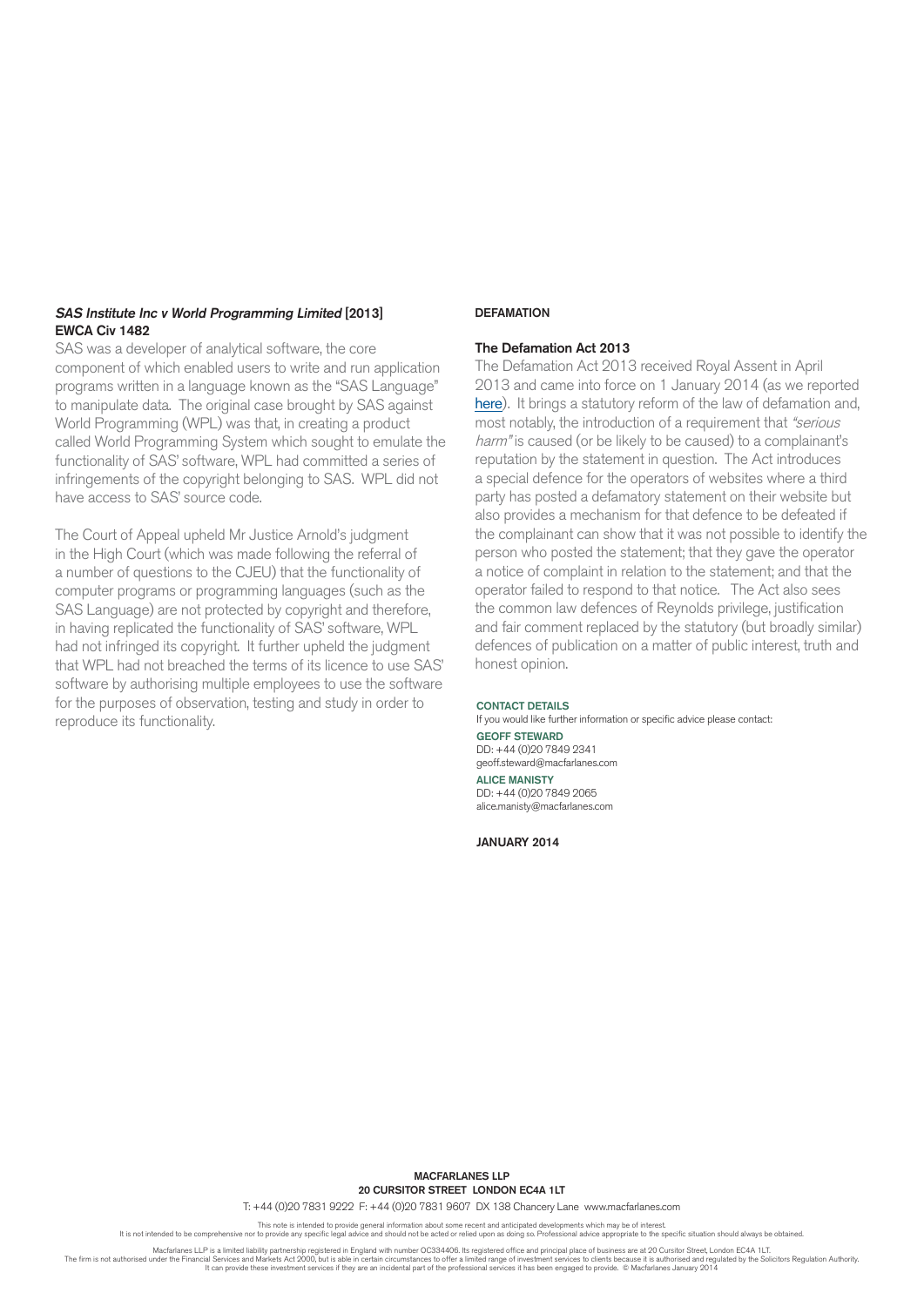***SAS Institute Inc v World Programming Limited* [2013] EWCA Civ 1482**

SAS was a developer of analytical software, the core component of which enabled users to write and run application programs written in a language known as the "SAS Language" to manipulate data. The original case brought by SAS against World Programming (WPL) was that, in creating a product called World Programming System which sought to emulate the functionality of SAS' software, WPL had committed a series of infringements of the copyright belonging to SAS. WPL did not have access to SAS' source code.

The Court of Appeal upheld Mr Justice Arnold's judgment in the High Court (which was made following the referral of a number of questions to the CJEU) that the functionality of computer programs or programming languages (such as the SAS Language) are not protected by copyright and therefore, in having replicated the functionality of SAS' software, WPL had not infringed its copyright. It further upheld the judgment that WPL had not breached the terms of its licence to use SAS' software by authorising multiple employees to use the software for the purposes of observation, testing and study in order to reproduce its functionality.

## DEFAMATION

### The Defamation Act 2013

The Defamation Act 2013 received Royal Assent in April 2013 and came into force on 1 January 2014 (as we reported here). It brings a statutory reform of the law of defamation and, most notably, the introduction of a requirement that *"serious harm"* is caused (or be likely to be caused) to a complainant's reputation by the statement in question. The Act introduces a special defence for the operators of websites where a third party has posted a defamatory statement on their website but also provides a mechanism for that defence to be defeated if the complainant can show that it was not possible to identify the person who posted the statement; that they gave the operator a notice of complaint in relation to the statement; and that the operator failed to respond to that notice. The Act also sees the common law defences of Reynolds privilege, justification and fair comment replaced by the statutory (but broadly similar) defences of publication on a matter of public interest, truth and honest opinion.

**CONTACT DETAILS**

If you would like further information or specific advice please contact:

**GEOFF STEWARD**
DD: +44 (0)20 7849 2341
geoff.steward@macfarlanes.com

**ALICE MANISTY**
DD: +44 (0)20 7849 2065
alice.manisty@macfarlanes.com

**JANUARY 2014**

**MACFARLANES LLP**
**20 CURSITOR STREET LONDON EC4A 1LT**

T: +44 (0)20 7831 9222 F: +44 (0)20 7831 9607 DX 138 Chancery Lane www.macfarlanes.com

This note is intended to provide general information about some recent and anticipated developments which may be of interest.
It is not intended to be comprehensive nor to provide any specific legal advice and should not be acted or relied upon as doing so. Professional advice appropriate to the specific situation should always be obtained.

Macfarlanes LLP is a limited liability partnership registered in England with number OC334406. Its registered office and principal place of business are at 20 Cursitor Street, London EC4A 1LT.
The firm is not authorised under the Financial Services and Markets Act 2000, but is able in certain circumstances to offer a limited range of investment services to clients because it is authorised and regulated by the Solicitors Regulation Authority.
It can provide these investment services if they are an incidental part of the professional services it has been engaged to provide. © Macfarlanes January 2014